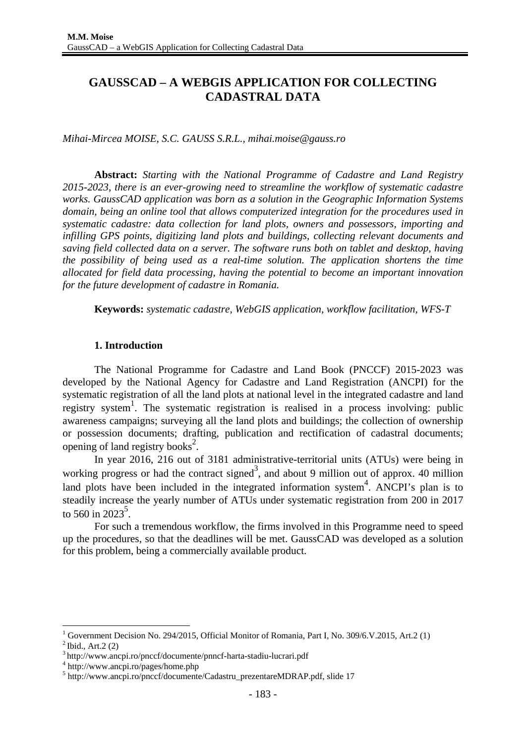# GAUSSCAD – A WEBGIS APPLICATION FOR COLLECTING CADASTRAL DATA

*Mihai-Mircea MOISE, S.C. GAUSS S.R.L., mihai.moise@gauss.ro*

**Abstract:** *Starting with the National Programme of Cadastre and Land Registry 2015-2023, there is an ever-growing need to streamline the workflow of systematic cadastre works. GaussCAD application was born as a solution in the Geographic Information Systems domain, being an online tool that allows computerized integration for the procedures used in systematic cadastre: data collection for land plots, owners and possessors, importing and infilling GPS points, digitizing land plots and buildings, collecting relevant documents and saving field collected data on a server. The software runs both on tablet and desktop, having the possibility of being used as a real-time solution. The application shortens the time allocated for field data processing, having the potential to become an important innovation for the future development of cadastre in Romania.*

**Keywords:** *systematic cadastre, WebGIS application, workflow facilitation, WFS-T*

## 1. Introduction

The National Programme for Cadastre and Land Book (PNCCF) 2015-2023 was developed by the National Agency for Cadastre and Land Registration (ANCPI) for the systematic registration of all the land plots at national level in the integrated cadastre and land registry system[1]. The systematic registration is realised in a process involving: public awareness campaigns; surveying all the land plots and buildings; the collection of ownership or possession documents; drafting, publication and rectification of cadastral documents; opening of land registry books[2].

In year 2016, 216 out of 3181 administrative-territorial units (ATUs) were being in working progress or had the contract signed[3], and about 9 million out of approx. 40 million land plots have been included in the integrated information system[4]. ANCPI's plan is to steadily increase the yearly number of ATUs under systematic registration from 200 in 2017 to 560 in 2023[5].

For such a tremendous workflow, the firms involved in this Programme need to speed up the procedures, so that the deadlines will be met. GaussCAD was developed as a solution for this problem, being a commercially available product.

---

[1] Government Decision No. 294/2015, Official Monitor of Romania, Part I, No. 309/6.V.2015, Art.2 (1)

[2] Ibid., Art.2 (2)

[3] http://www.ancpi.ro/pnccf/documente/pnncf-harta-stadiu-lucrari.pdf

[4] http://www.ancpi.ro/pages/home.php

[5] http://www.ancpi.ro/pnccf/documente/Cadastru_prezentareMDRAP.pdf, slide 17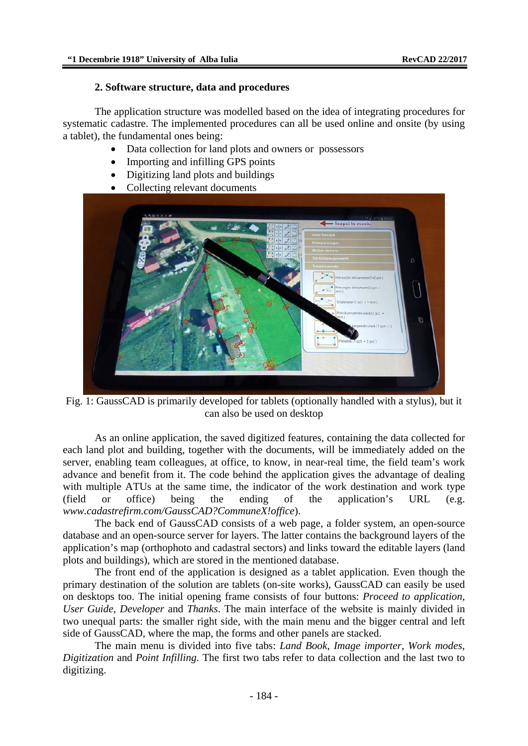## 2. Software structure, data and procedures

The application structure was modelled based on the idea of integrating procedures for systematic cadastre. The implemented procedures can all be used online and onsite (by using a tablet), the fundamental ones being:

- Data collection for land plots and owners or possessors
- Importing and infilling GPS points
- Digitizing land plots and buildings
- Collecting relevant documents

Fig. 1: GaussCAD is primarily developed for tablets (optionally handled with a stylus), but it can also be used on desktop

As an online application, the saved digitized features, containing the data collected for each land plot and building, together with the documents, will be immediately added on the server, enabling team colleagues, at office, to know, in near-real time, the field team's work advance and benefit from it. The code behind the application gives the advantage of dealing with multiple ATUs at the same time, the indicator of the work destination and work type (field or office) being the ending of the application's URL (e.g. *www.cadastrefirm.com/GaussCAD?CommuneX!office*).

The back end of GaussCAD consists of a web page, a folder system, an open-source database and an open-source server for layers. The latter contains the background layers of the application's map (orthophoto and cadastral sectors) and links toward the editable layers (land plots and buildings), which are stored in the mentioned database.

The front end of the application is designed as a tablet application. Even though the primary destination of the solution are tablets (on-site works), GaussCAD can easily be used on desktops too. The initial opening frame consists of four buttons: *Proceed to application*, *User Guide*, *Developer* and *Thanks*. The main interface of the website is mainly divided in two unequal parts: the smaller right side, with the main menu and the bigger central and left side of GaussCAD, where the map, the forms and other panels are stacked.

The main menu is divided into five tabs: *Land Book*, *Image importer*, *Work modes*, *Digitization* and *Point Infilling*. The first two tabs refer to data collection and the last two to digitizing.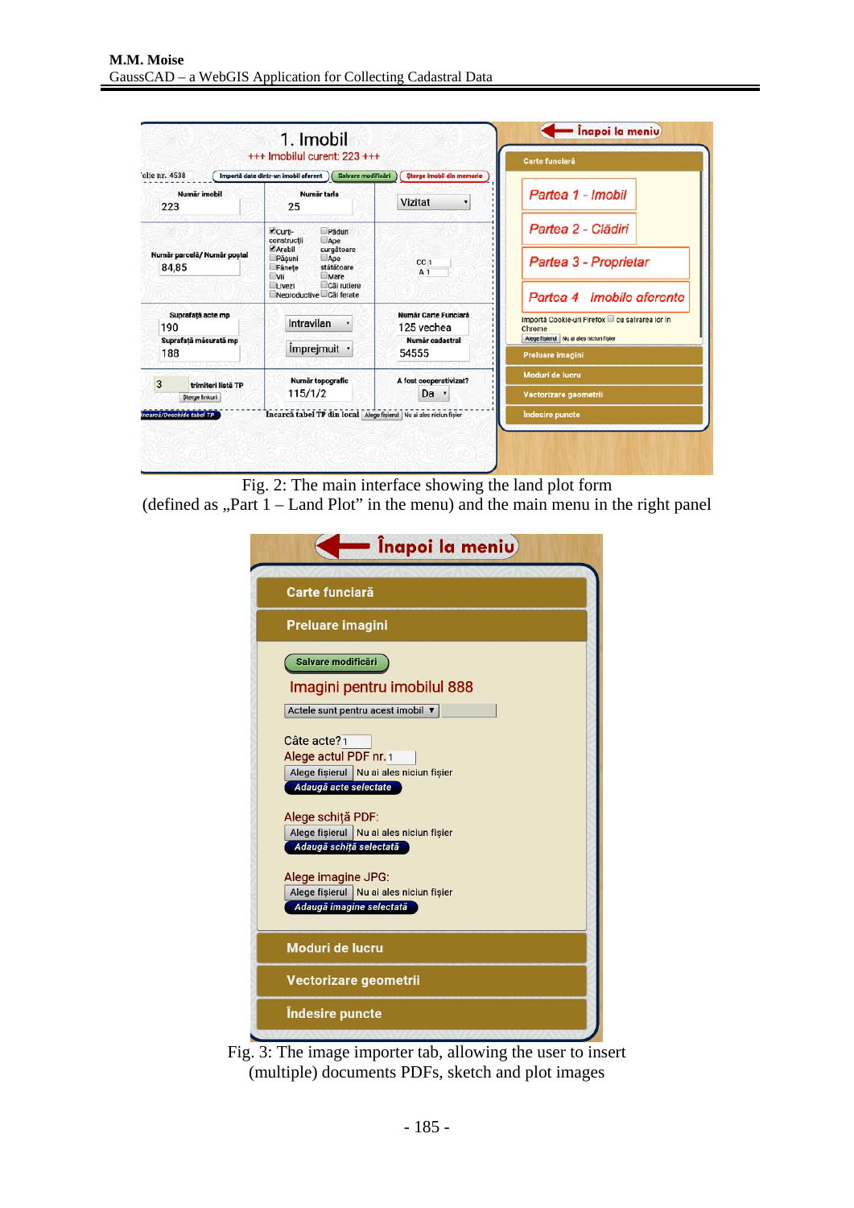Fig. 2: The main interface showing the land plot form (defined as „Part 1 – Land Plot" in the menu) and the main menu in the right panel

Fig. 3: The image importer tab, allowing the user to insert (multiple) documents PDFs, sketch and plot images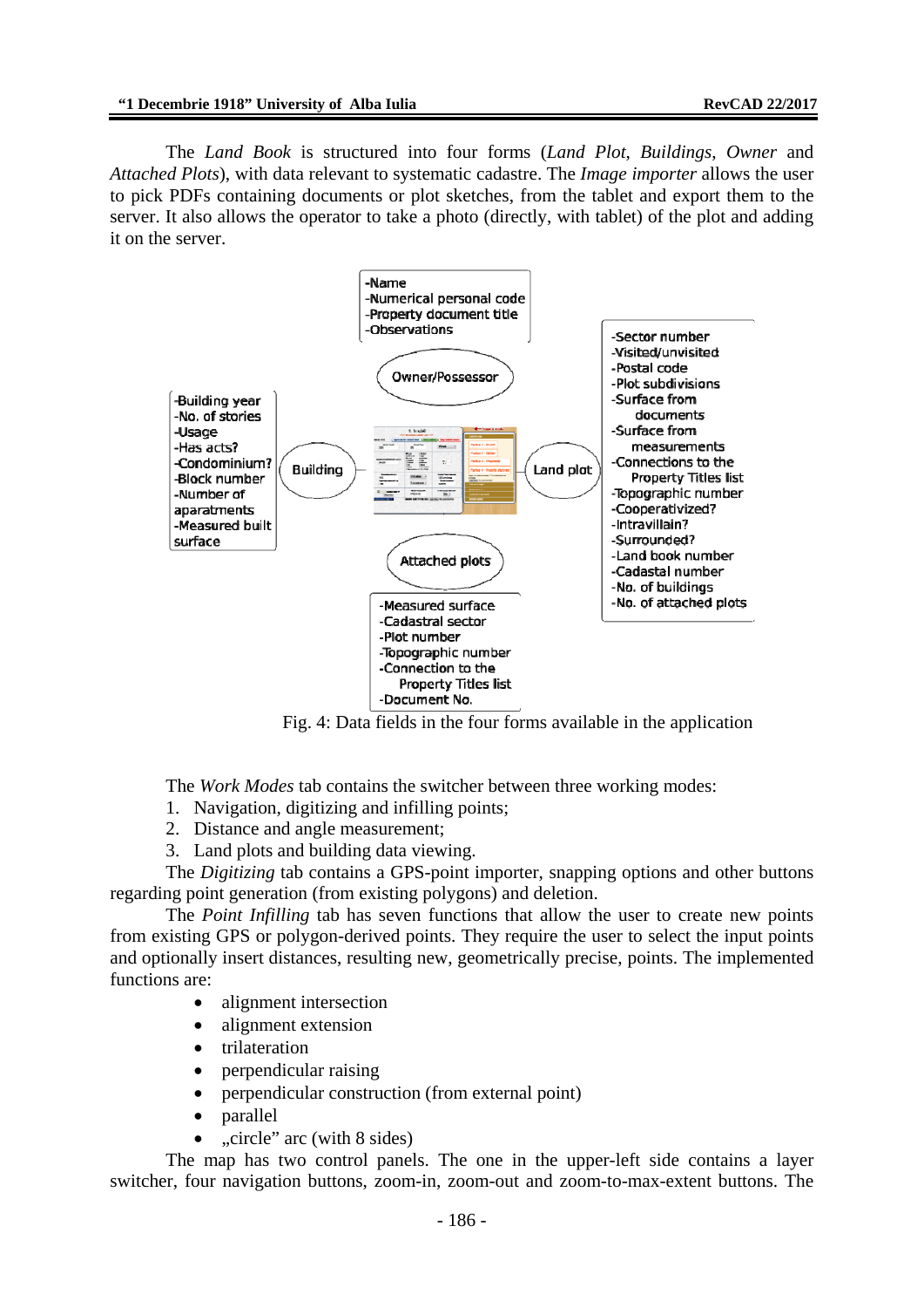The *Land Book* is structured into four forms (*Land Plot*, *Buildings*, *Owner* and *Attached Plots*), with data relevant to systematic cadastre. The *Image importer* allows the user to pick PDFs containing documents or plot sketches, from the tablet and export them to the server. It also allows the operator to take a photo (directly, with tablet) of the plot and adding it on the server.

Owner/Possessor:
- Name
- Numerical personal code
- Property document title
- Observations

Building:
- Building year
- No. of stories
- Usage
- Has acts?
- Condominium?
- Block number
- Number of aparatments
- Measured built surface

Land plot:
- Sector number
- Visited/unvisited
- Postal code
- Plot subdivisions
- Surface from documents
- Surface from measurements
- Connections to the Property Titles list
- Topographic number
- Cooperativized?
- Intravillain?
- Surrounded?
- Land book number
- Cadastral number
- No. of buildings
- No. of attached plots

Attached plots:
- Measured surface
- Cadastral sector
- Plot number
- Topographic number
- Connection to the Property Titles list
- Document No.

Fig. 4: Data fields in the four forms available in the application

The *Work Modes* tab contains the switcher between three working modes:

1. Navigation, digitizing and infilling points;
2. Distance and angle measurement;
3. Land plots and building data viewing.

The *Digitizing* tab contains a GPS-point importer, snapping options and other buttons regarding point generation (from existing polygons) and deletion.

The *Point Infilling* tab has seven functions that allow the user to create new points from existing GPS or polygon-derived points. They require the user to select the input points and optionally insert distances, resulting new, geometrically precise, points. The implemented functions are:

- alignment intersection
- alignment extension
- trilateration
- perpendicular raising
- perpendicular construction (from external point)
- parallel
- „circle" arc (with 8 sides)

The map has two control panels. The one in the upper-left side contains a layer switcher, four navigation buttons, zoom-in, zoom-out and zoom-to-max-extent buttons. The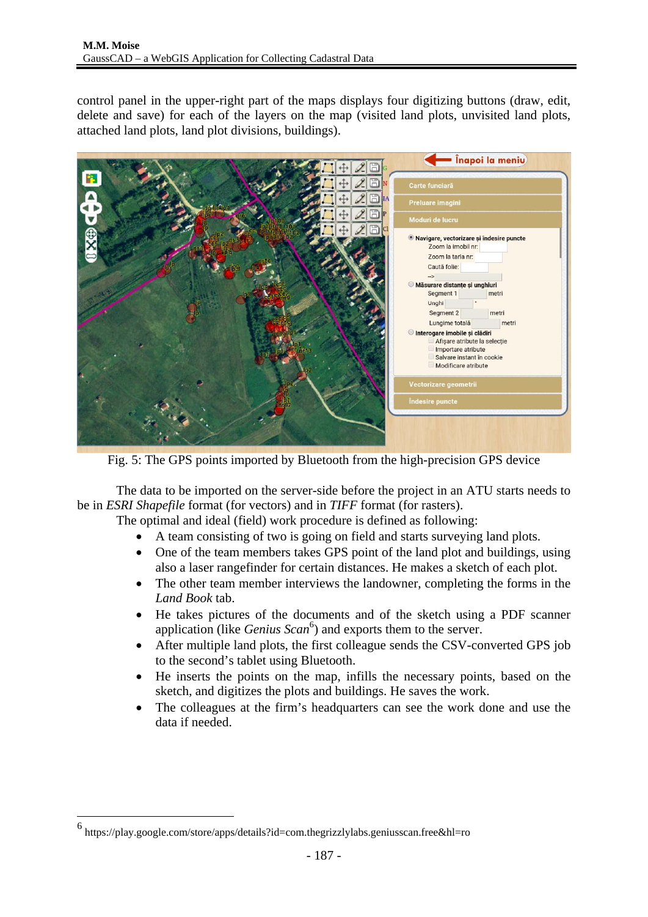control panel in the upper-right part of the maps displays four digitizing buttons (draw, edit, delete and save) for each of the layers on the map (visited land plots, unvisited land plots, attached land plots, land plot divisions, buildings).

Fig. 5: The GPS points imported by Bluetooth from the high-precision GPS device

The data to be imported on the server-side before the project in an ATU starts needs to be in *ESRI Shapefile* format (for vectors) and in *TIFF* format (for rasters).

The optimal and ideal (field) work procedure is defined as following:

- A team consisting of two is going on field and starts surveying land plots.
- One of the team members takes GPS point of the land plot and buildings, using also a laser rangefinder for certain distances. He makes a sketch of each plot.
- The other team member interviews the landowner, completing the forms in the *Land Book* tab.
- He takes pictures of the documents and of the sketch using a PDF scanner application (like *Genius Scan*[6]) and exports them to the server.
- After multiple land plots, the first colleague sends the CSV-converted GPS job to the second's tablet using Bluetooth.
- He inserts the points on the map, infills the necessary points, based on the sketch, and digitizes the plots and buildings. He saves the work.
- The colleagues at the firm's headquarters can see the work done and use the data if needed.

[6] https://play.google.com/store/apps/details?id=com.thegrizzlylabs.geniusscan.free&hl=ro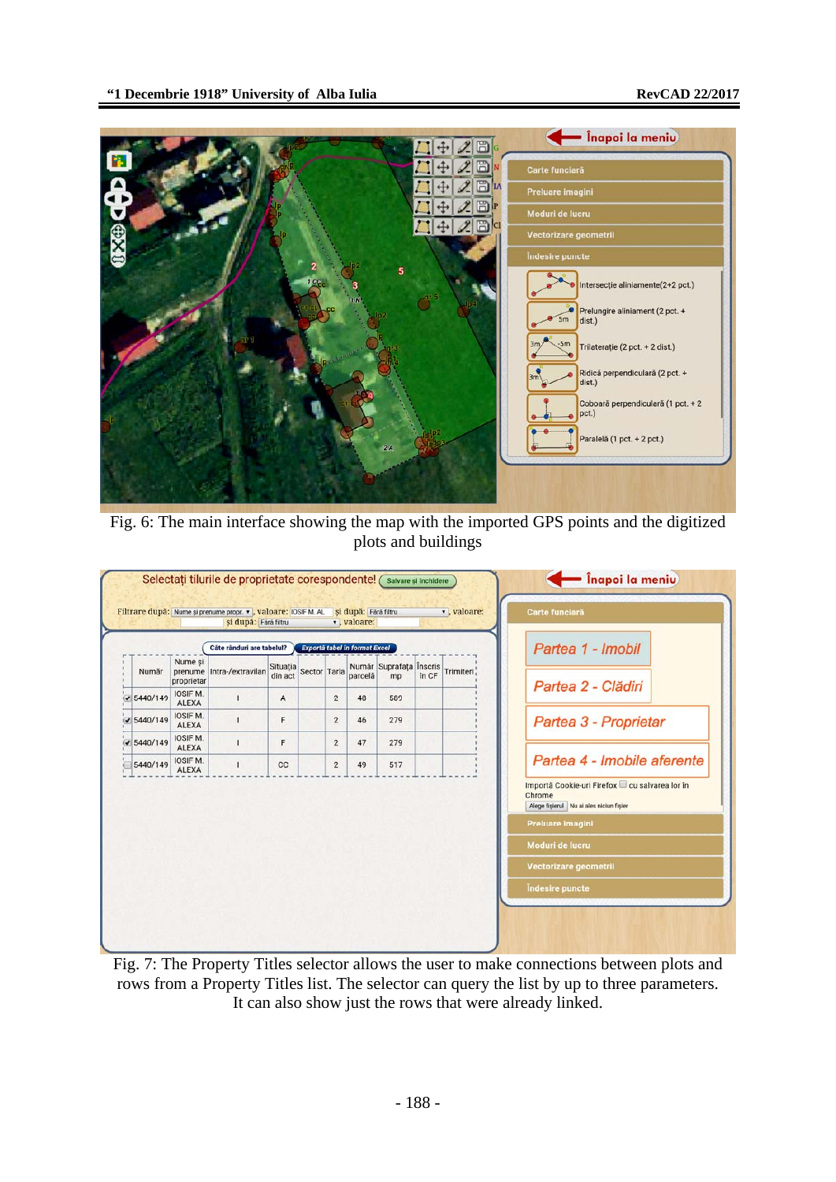Fig. 6: The main interface showing the map with the imported GPS points and the digitized plots and buildings

Fig. 7: The Property Titles selector allows the user to make connections between plots and rows from a Property Titles list. The selector can query the list by up to three parameters. It can also show just the rows that were already linked.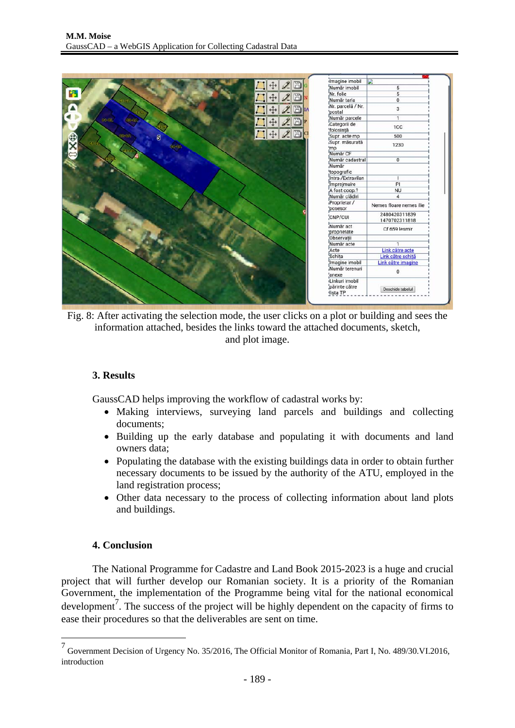Fig. 8: After activating the selection mode, the user clicks on a plot or building and sees the information attached, besides the links toward the attached documents, sketch, and plot image.

### 3. Results

GaussCAD helps improving the workflow of cadastral works by:

- Making interviews, surveying land parcels and buildings and collecting documents;
- Building up the early database and populating it with documents and land owners data;
- Populating the database with the existing buildings data in order to obtain further necessary documents to be issued by the authority of the ATU, employed in the land registration process;
- Other data necessary to the process of collecting information about land plots and buildings.

### 4. Conclusion

The National Programme for Cadastre and Land Book 2015-2023 is a huge and crucial project that will further develop our Romanian society. It is a priority of the Romanian Government, the implementation of the Programme being vital for the national economical development[7]. The success of the project will be highly dependent on the capacity of firms to ease their procedures so that the deliverables are sent on time.

---

[7] Government Decision of Urgency No. 35/2016, The Official Monitor of Romania, Part I, No. 489/30.VI.2016, introduction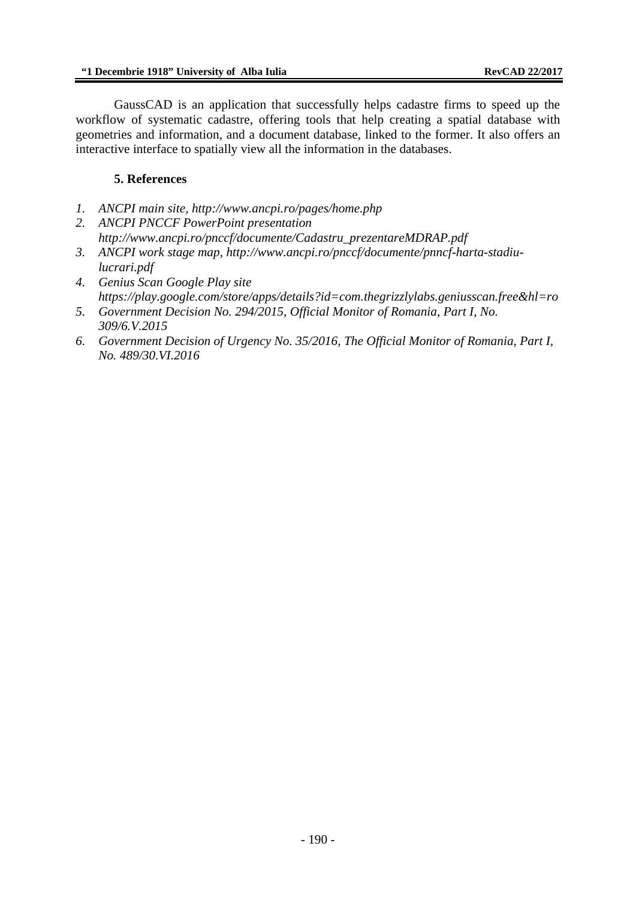GaussCAD is an application that successfully helps cadastre firms to speed up the workflow of systematic cadastre, offering tools that help creating a spatial database with geometries and information, and a document database, linked to the former. It also offers an interactive interface to spatially view all the information in the databases.

## 5. References

1. *ANCPI main site, http://www.ancpi.ro/pages/home.php*
2. *ANCPI PNCCF PowerPoint presentation http://www.ancpi.ro/pnccf/documente/Cadastru_prezentareMDRAP.pdf*
3. *ANCPI work stage map, http://www.ancpi.ro/pnccf/documente/pnncf-harta-stadiu-lucrari.pdf*
4. *Genius Scan Google Play site https://play.google.com/store/apps/details?id=com.thegrizzlylabs.geniusscan.free&hl=ro*
5. *Government Decision No. 294/2015, Official Monitor of Romania, Part I, No. 309/6.V.2015*
6. *Government Decision of Urgency No. 35/2016, The Official Monitor of Romania, Part I, No. 489/30.VI.2016*